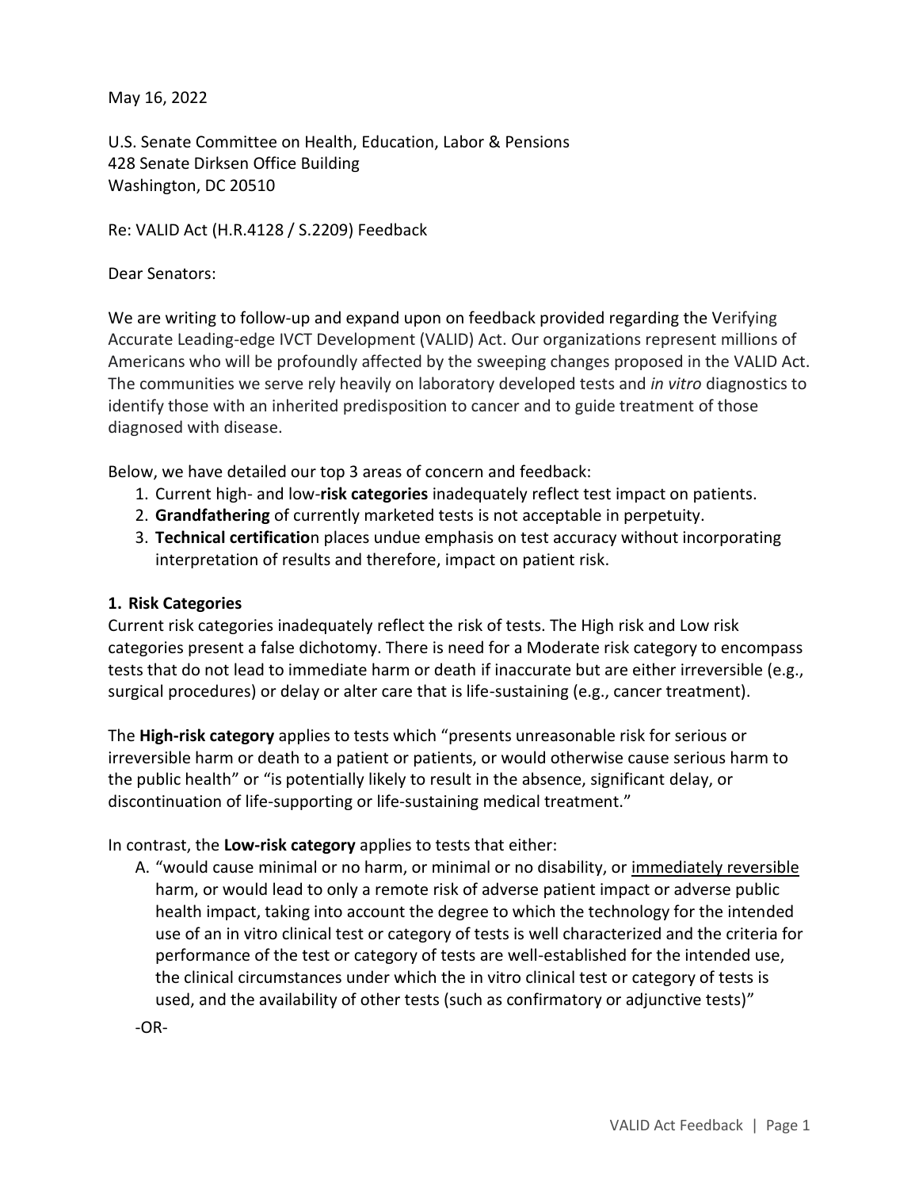May 16, 2022

U.S. Senate Committee on Health, Education, Labor & Pensions
428 Senate Dirksen Office Building
Washington, DC 20510

Re: VALID Act (H.R.4128 / S.2209) Feedback

Dear Senators:

We are writing to follow-up and expand upon on feedback provided regarding the Verifying Accurate Leading-edge IVCT Development (VALID) Act. Our organizations represent millions of Americans who will be profoundly affected by the sweeping changes proposed in the VALID Act. The communities we serve rely heavily on laboratory developed tests and *in vitro* diagnostics to identify those with an inherited predisposition to cancer and to guide treatment of those diagnosed with disease.

Below, we have detailed our top 3 areas of concern and feedback:

1. Current high- and low-**risk categories** inadequately reflect test impact on patients.
2. **Grandfathering** of currently marketed tests is not acceptable in perpetuity.
3. **Technical certificatio**n places undue emphasis on test accuracy without incorporating interpretation of results and therefore, impact on patient risk.

**1. Risk Categories**

Current risk categories inadequately reflect the risk of tests. The High risk and Low risk categories present a false dichotomy. There is need for a Moderate risk category to encompass tests that do not lead to immediate harm or death if inaccurate but are either irreversible (e.g., surgical procedures) or delay or alter care that is life-sustaining (e.g., cancer treatment).

The **High-risk category** applies to tests which "presents unreasonable risk for serious or irreversible harm or death to a patient or patients, or would otherwise cause serious harm to the public health" or "is potentially likely to result in the absence, significant delay, or discontinuation of life-supporting or life-sustaining medical treatment."

In contrast, the **Low-risk category** applies to tests that either:

A. "would cause minimal or no harm, or minimal or no disability, or <u>immediately reversible</u> harm, or would lead to only a remote risk of adverse patient impact or adverse public health impact, taking into account the degree to which the technology for the intended use of an in vitro clinical test or category of tests is well characterized and the criteria for performance of the test or category of tests are well-established for the intended use, the clinical circumstances under which the in vitro clinical test or category of tests is used, and the availability of other tests (such as confirmatory or adjunctive tests)"

-OR-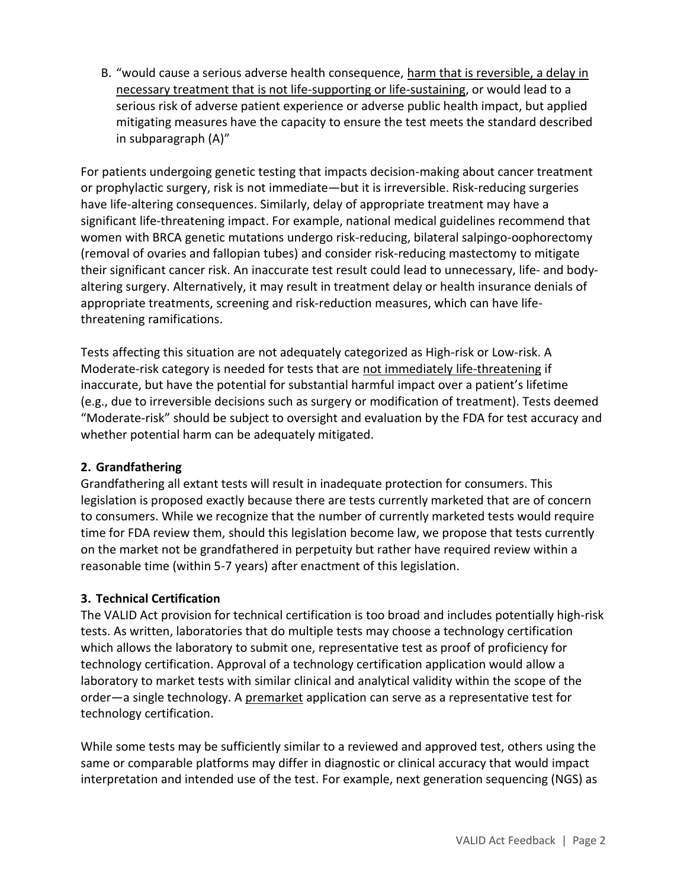B. "would cause a serious adverse health consequence, <u>harm that is reversible, a delay in necessary treatment that is not life-supporting or life-sustaining</u>, or would lead to a serious risk of adverse patient experience or adverse public health impact, but applied mitigating measures have the capacity to ensure the test meets the standard described in subparagraph (A)"

For patients undergoing genetic testing that impacts decision-making about cancer treatment or prophylactic surgery, risk is not immediate—but it is irreversible. Risk-reducing surgeries have life-altering consequences. Similarly, delay of appropriate treatment may have a significant life-threatening impact. For example, national medical guidelines recommend that women with BRCA genetic mutations undergo risk-reducing, bilateral salpingo-oophorectomy (removal of ovaries and fallopian tubes) and consider risk-reducing mastectomy to mitigate their significant cancer risk. An inaccurate test result could lead to unnecessary, life- and body-altering surgery. Alternatively, it may result in treatment delay or health insurance denials of appropriate treatments, screening and risk-reduction measures, which can have life-threatening ramifications.

Tests affecting this situation are not adequately categorized as High-risk or Low-risk. A Moderate-risk category is needed for tests that are <u>not immediately life-threatening</u> if inaccurate, but have the potential for substantial harmful impact over a patient's lifetime (e.g., due to irreversible decisions such as surgery or modification of treatment). Tests deemed "Moderate-risk" should be subject to oversight and evaluation by the FDA for test accuracy and whether potential harm can be adequately mitigated.

**2. Grandfathering**

Grandfathering all extant tests will result in inadequate protection for consumers. This legislation is proposed exactly because there are tests currently marketed that are of concern to consumers. While we recognize that the number of currently marketed tests would require time for FDA review them, should this legislation become law, we propose that tests currently on the market not be grandfathered in perpetuity but rather have required review within a reasonable time (within 5-7 years) after enactment of this legislation.

**3. Technical Certification**

The VALID Act provision for technical certification is too broad and includes potentially high-risk tests. As written, laboratories that do multiple tests may choose a technology certification which allows the laboratory to submit one, representative test as proof of proficiency for technology certification. Approval of a technology certification application would allow a laboratory to market tests with similar clinical and analytical validity within the scope of the order—a single technology. A <u>premarket</u> application can serve as a representative test for technology certification.

While some tests may be sufficiently similar to a reviewed and approved test, others using the same or comparable platforms may differ in diagnostic or clinical accuracy that would impact interpretation and intended use of the test. For example, next generation sequencing (NGS) as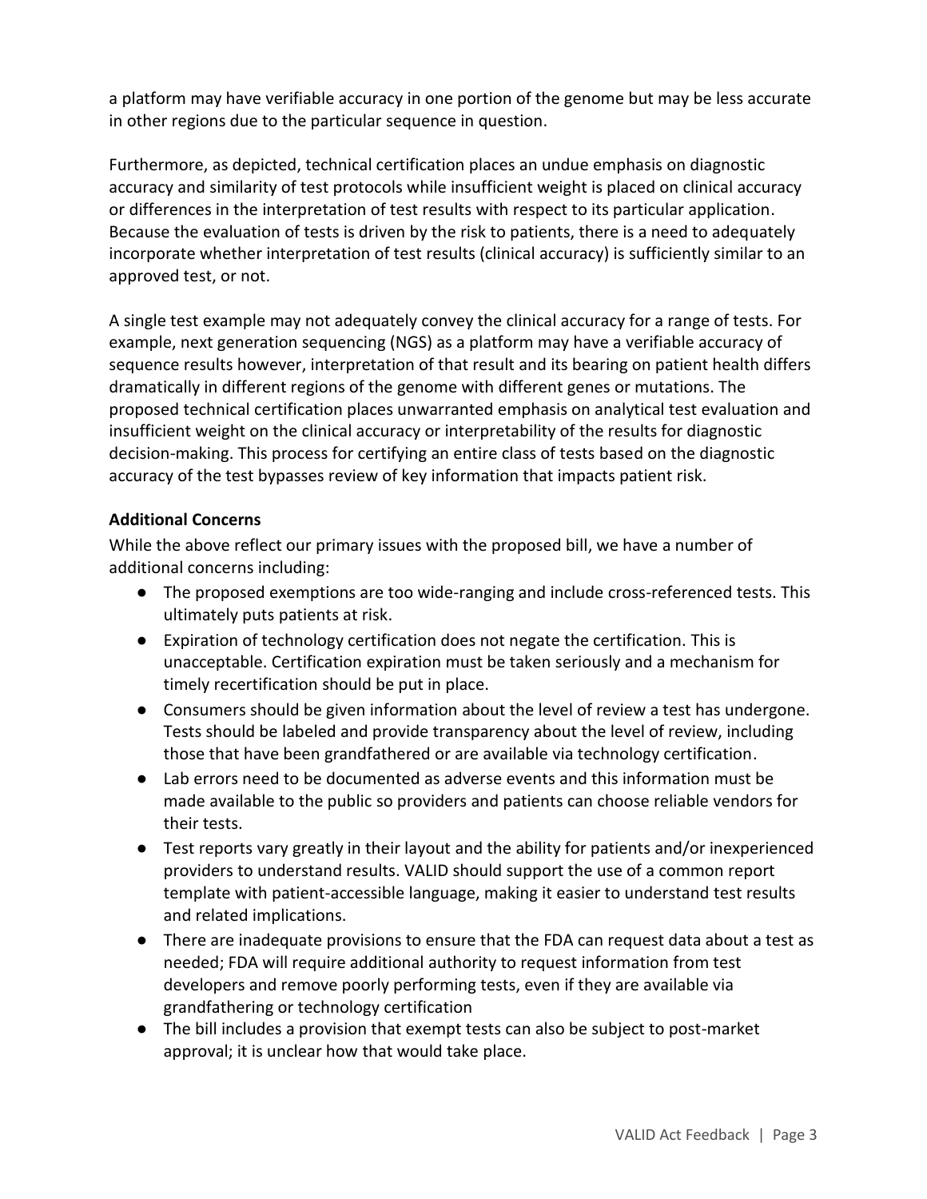a platform may have verifiable accuracy in one portion of the genome but may be less accurate in other regions due to the particular sequence in question.

Furthermore, as depicted, technical certification places an undue emphasis on diagnostic accuracy and similarity of test protocols while insufficient weight is placed on clinical accuracy or differences in the interpretation of test results with respect to its particular application. Because the evaluation of tests is driven by the risk to patients, there is a need to adequately incorporate whether interpretation of test results (clinical accuracy) is sufficiently similar to an approved test, or not.

A single test example may not adequately convey the clinical accuracy for a range of tests. For example, next generation sequencing (NGS) as a platform may have a verifiable accuracy of sequence results however, interpretation of that result and its bearing on patient health differs dramatically in different regions of the genome with different genes or mutations. The proposed technical certification places unwarranted emphasis on analytical test evaluation and insufficient weight on the clinical accuracy or interpretability of the results for diagnostic decision-making. This process for certifying an entire class of tests based on the diagnostic accuracy of the test bypasses review of key information that impacts patient risk.

**Additional Concerns**

While the above reflect our primary issues with the proposed bill, we have a number of additional concerns including:

- The proposed exemptions are too wide-ranging and include cross-referenced tests. This ultimately puts patients at risk.
- Expiration of technology certification does not negate the certification. This is unacceptable. Certification expiration must be taken seriously and a mechanism for timely recertification should be put in place.
- Consumers should be given information about the level of review a test has undergone. Tests should be labeled and provide transparency about the level of review, including those that have been grandfathered or are available via technology certification.
- Lab errors need to be documented as adverse events and this information must be made available to the public so providers and patients can choose reliable vendors for their tests.
- Test reports vary greatly in their layout and the ability for patients and/or inexperienced providers to understand results. VALID should support the use of a common report template with patient-accessible language, making it easier to understand test results and related implications.
- There are inadequate provisions to ensure that the FDA can request data about a test as needed; FDA will require additional authority to request information from test developers and remove poorly performing tests, even if they are available via grandfathering or technology certification
- The bill includes a provision that exempt tests can also be subject to post-market approval; it is unclear how that would take place.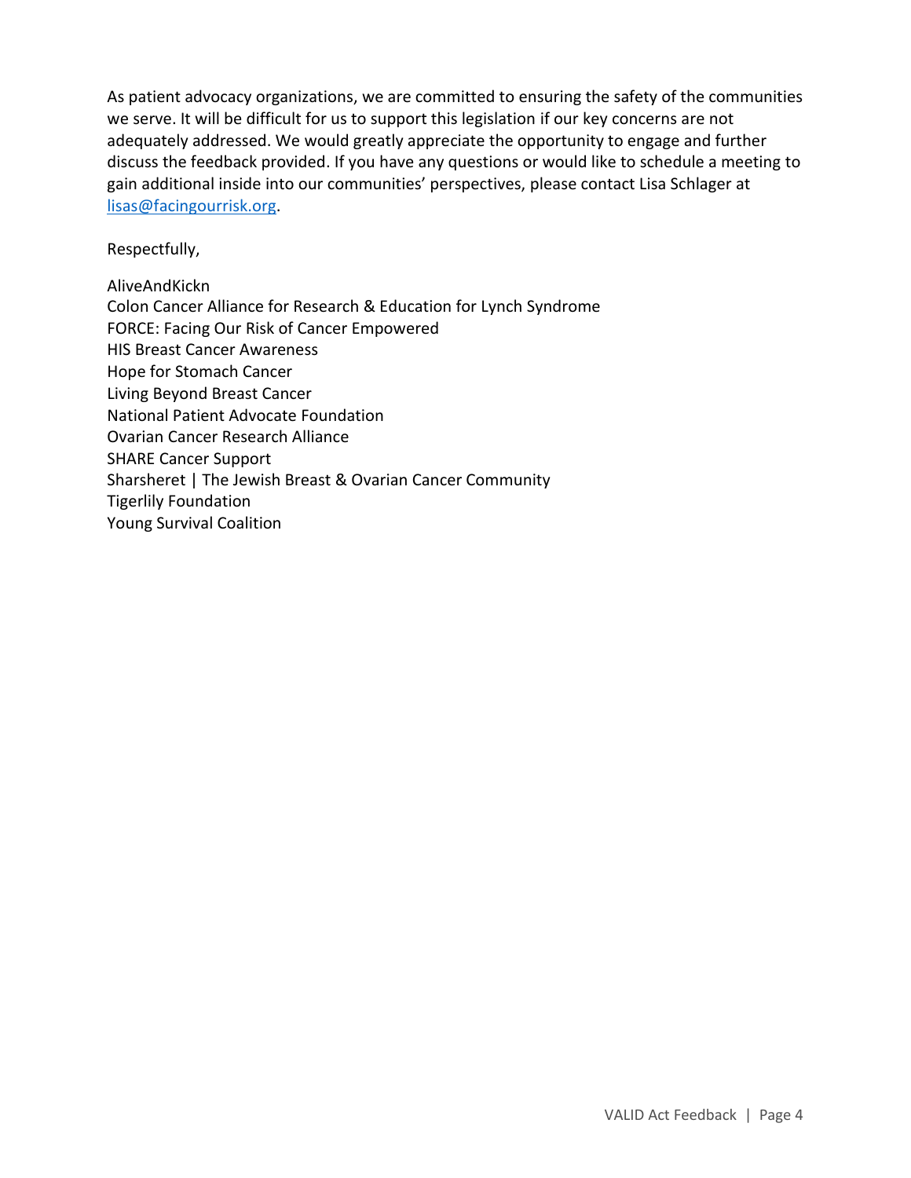As patient advocacy organizations, we are committed to ensuring the safety of the communities we serve. It will be difficult for us to support this legislation if our key concerns are not adequately addressed. We would greatly appreciate the opportunity to engage and further discuss the feedback provided. If you have any questions or would like to schedule a meeting to gain additional inside into our communities' perspectives, please contact Lisa Schlager at lisas@facingourrisk.org.

Respectfully,

AliveAndKickn  
Colon Cancer Alliance for Research & Education for Lynch Syndrome  
FORCE: Facing Our Risk of Cancer Empowered  
HIS Breast Cancer Awareness  
Hope for Stomach Cancer  
Living Beyond Breast Cancer  
National Patient Advocate Foundation  
Ovarian Cancer Research Alliance  
SHARE Cancer Support  
Sharsheret | The Jewish Breast & Ovarian Cancer Community  
Tigerlily Foundation  
Young Survival Coalition